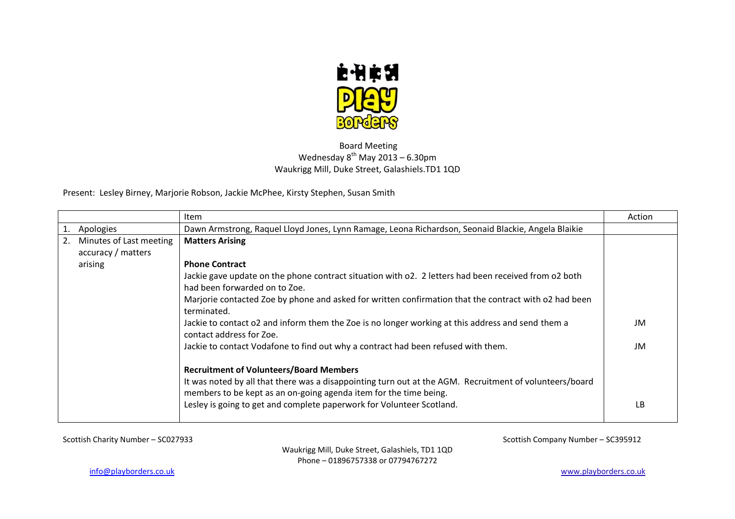Board Meeting
Wednesday 8th May 2013 – 6.30pm
Waukrigg Mill, Duke Street, Galashiels.TD1 1QD

Present: Lesley Birney, Marjorie Robson, Jackie McPhee, Kirsty Stephen, Susan Smith

| | Item | Action |
|---|---|---|
| 1. Apologies | Dawn Armstrong, Raquel Lloyd Jones, Lynn Ramage, Leona Richardson, Seonaid Blackie, Angela Blaikie | |
| 2. Minutes of Last meeting accuracy / matters arising | **Matters Arising** | |
| | **Phone Contract** | |
| | Jackie gave update on the phone contract situation with o2. 2 letters had been received from o2 both had been forwarded on to Zoe. | |
| | Marjorie contacted Zoe by phone and asked for written confirmation that the contract with o2 had been terminated. | |
| | Jackie to contact o2 and inform them the Zoe is no longer working at this address and send them a contact address for Zoe. | JM |
| | Jackie to contact Vodafone to find out why a contract had been refused with them. | JM |
| | **Recruitment of Volunteers/Board Members** | |
| | It was noted by all that there was a disappointing turn out at the AGM. Recruitment of volunteers/board members to be kept as an on-going agenda item for the time being. | |
| | Lesley is going to get and complete paperwork for Volunteer Scotland. | LB |

Scottish Charity Number – SC027933

Scottish Company Number – SC395912

Waukrigg Mill, Duke Street, Galashiels, TD1 1QD
Phone – 01896757338 or 07794767272

info@playborders.co.uk

www.playborders.co.uk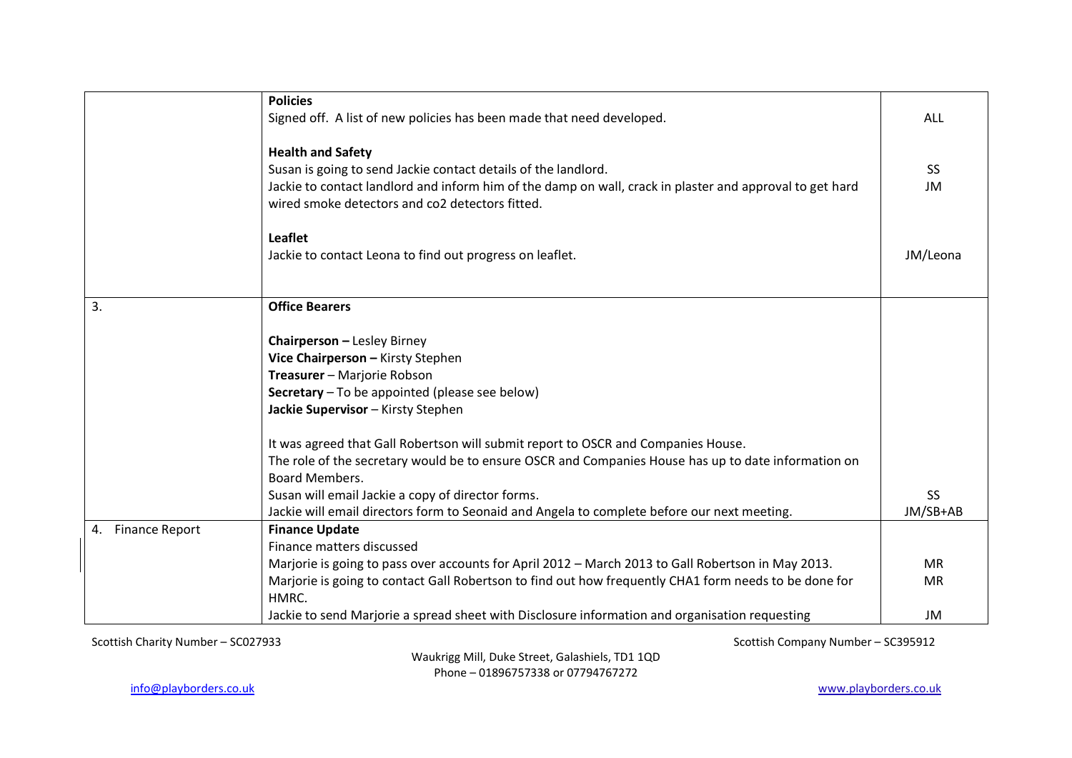| | | |
|---|---|---|
| | **Policies**<br>Signed off. A list of new policies has been made that need developed.<br><br>**Health and Safety**<br>Susan is going to send Jackie contact details of the landlord.<br>Jackie to contact landlord and inform him of the damp on wall, crack in plaster and approval to get hard wired smoke detectors and co2 detectors fitted.<br><br>**Leaflet**<br>Jackie to contact Leona to find out progress on leaflet. | ALL<br><br><br>SS<br>JM<br><br><br><br>JM/Leona |
| 3. | **Office Bearers**<br><br>**Chairperson –** Lesley Birney<br>**Vice Chairperson –** Kirsty Stephen<br>**Treasurer** – Marjorie Robson<br>**Secretary** – To be appointed (please see below)<br>**Jackie Supervisor** – Kirsty Stephen<br><br>It was agreed that Gall Robertson will submit report to OSCR and Companies House.<br>The role of the secretary would be to ensure OSCR and Companies House has up to date information on Board Members.<br>Susan will email Jackie a copy of director forms.<br>Jackie will email directors form to Seonaid and Angela to complete before our next meeting. | <br><br><br><br><br><br><br><br><br><br>SS<br>JM/SB+AB |
| 4. Finance Report | **Finance Update**<br>Finance matters discussed<br>Marjorie is going to pass over accounts for April 2012 – March 2013 to Gall Robertson in May 2013.<br>Marjorie is going to contact Gall Robertson to find out how frequently CHA1 form needs to be done for HMRC.<br>Jackie to send Marjorie a spread sheet with Disclosure information and organisation requesting | <br><br>MR<br>MR<br><br>JM |

Scottish Charity Number – SC027933

Scottish Company Number – SC395912

Waukrigg Mill, Duke Street, Galashiels, TD1 1QD
Phone – 01896757338 or 07794767272

info@playborders.co.uk

www.playborders.co.uk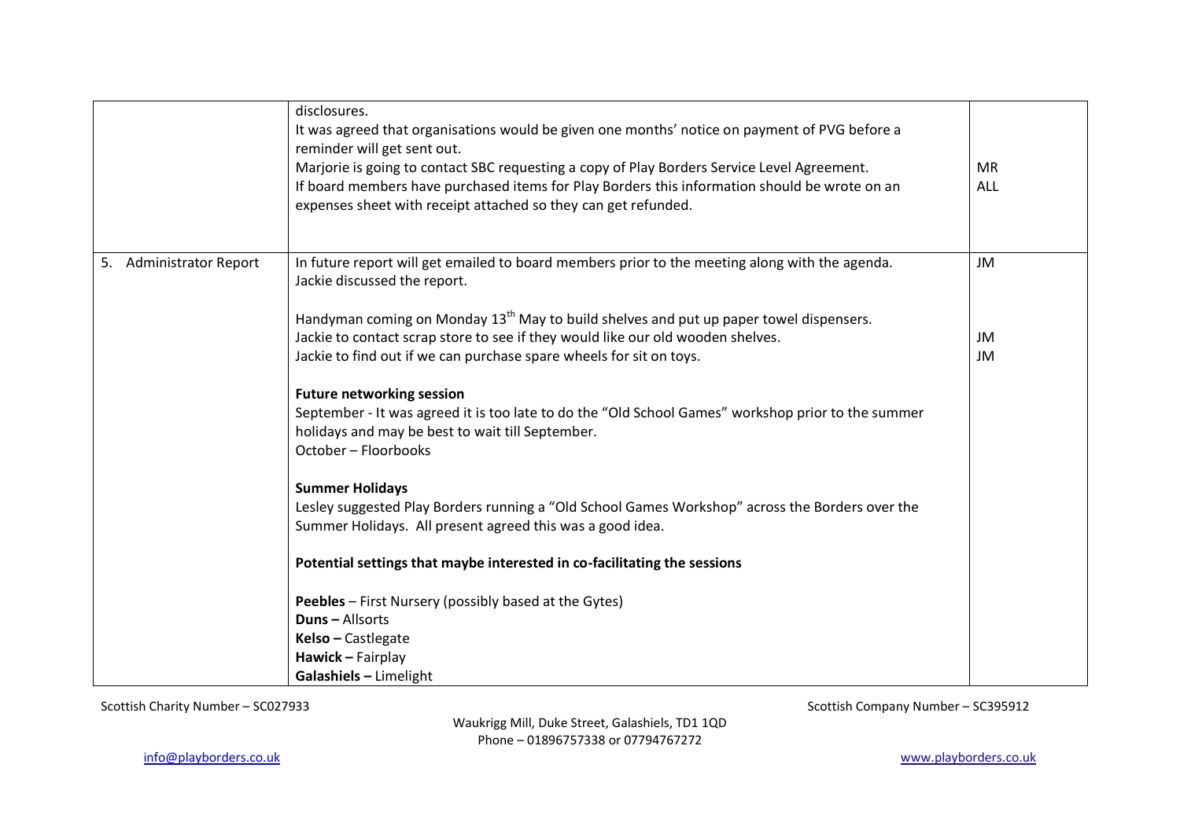| | | |
|---|---|---|
| | disclosures.<br>It was agreed that organisations would be given one months' notice on payment of PVG before a reminder will get sent out.<br>Marjorie is going to contact SBC requesting a copy of Play Borders Service Level Agreement.<br>If board members have purchased items for Play Borders this information should be wrote on an expenses sheet with receipt attached so they can get refunded. | <br><br><br>MR<br>ALL |
| 5. Administrator Report | In future report will get emailed to board members prior to the meeting along with the agenda.<br>Jackie discussed the report.<br><br>Handyman coming on Monday 13th May to build shelves and put up paper towel dispensers.<br>Jackie to contact scrap store to see if they would like our old wooden shelves.<br>Jackie to find out if we can purchase spare wheels for sit on toys.<br><br>**Future networking session**<br>September - It was agreed it is too late to do the "Old School Games" workshop prior to the summer holidays and may be best to wait till September.<br>October – Floorbooks<br><br>**Summer Holidays**<br>Lesley suggested Play Borders running a "Old School Games Workshop" across the Borders over the Summer Holidays. All present agreed this was a good idea.<br><br>**Potential settings that maybe interested in co-facilitating the sessions**<br><br>**Peebles** – First Nursery (possibly based at the Gytes)<br>**Duns –** Allsorts<br>**Kelso –** Castlegate<br>**Hawick –** Fairplay<br>**Galashiels –** Limelight | JM<br><br><br><br>JM<br>JM |

Scottish Charity Number – SC027933

Scottish Company Number – SC395912

Waukrigg Mill, Duke Street, Galashiels, TD1 1QD
Phone – 01896757338 or 07794767272

info@playborders.co.uk

www.playborders.co.uk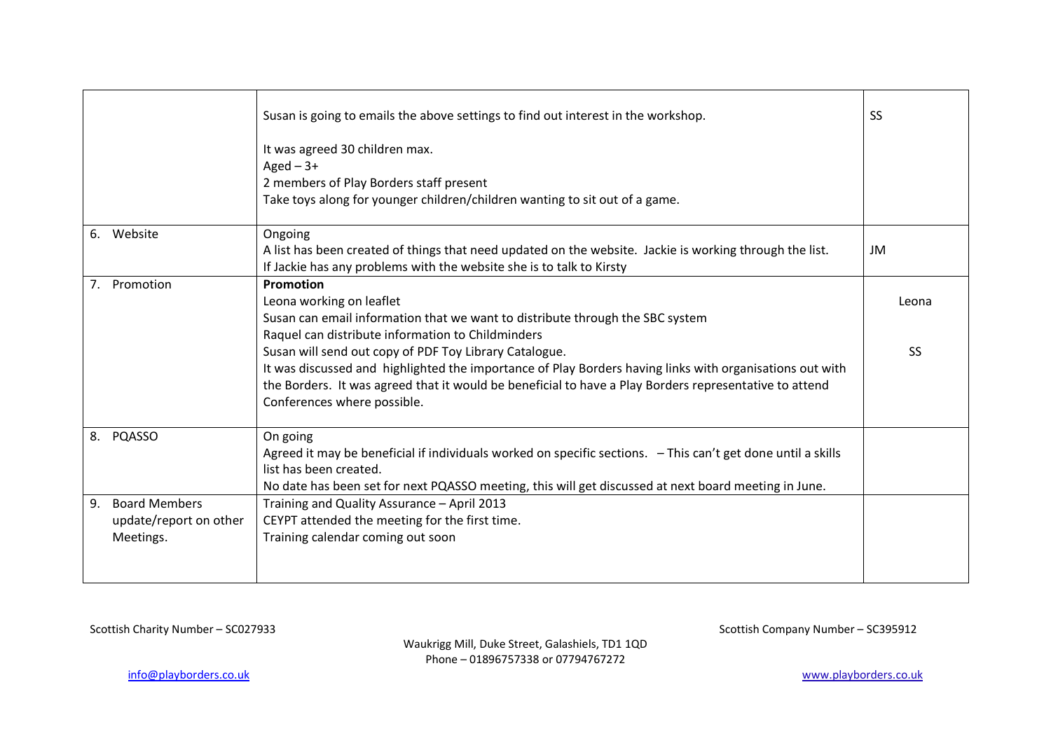| | | |
|---|---|---|
| | Susan is going to emails the above settings to find out interest in the workshop.<br><br>It was agreed 30 children max.<br>Aged – 3+<br>2 members of Play Borders staff present<br>Take toys along for younger children/children wanting to sit out of a game. | SS |
| 6. Website | Ongoing<br>A list has been created of things that need updated on the website. Jackie is working through the list.<br>If Jackie has any problems with the website she is to talk to Kirsty | JM |
| 7. Promotion | **Promotion**<br>Leona working on leaflet<br>Susan can email information that we want to distribute through the SBC system<br>Raquel can distribute information to Childminders<br>Susan will send out copy of PDF Toy Library Catalogue.<br>It was discussed and highlighted the importance of Play Borders having links with organisations out with the Borders. It was agreed that it would be beneficial to have a Play Borders representative to attend Conferences where possible. | Leona<br><br>SS |
| 8. PQASSO | On going<br>Agreed it may be beneficial if individuals worked on specific sections. – This can't get done until a skills list has been created.<br>No date has been set for next PQASSO meeting, this will get discussed at next board meeting in June. | |
| 9. Board Members update/report on other Meetings. | Training and Quality Assurance – April 2013<br>CEYPT attended the meeting for the first time.<br>Training calendar coming out soon | |

Scottish Charity Number – SC027933

Scottish Company Number – SC395912

Waukrigg Mill, Duke Street, Galashiels, TD1 1QD
Phone – 01896757338 or 07794767272

info@playborders.co.uk

www.playborders.co.uk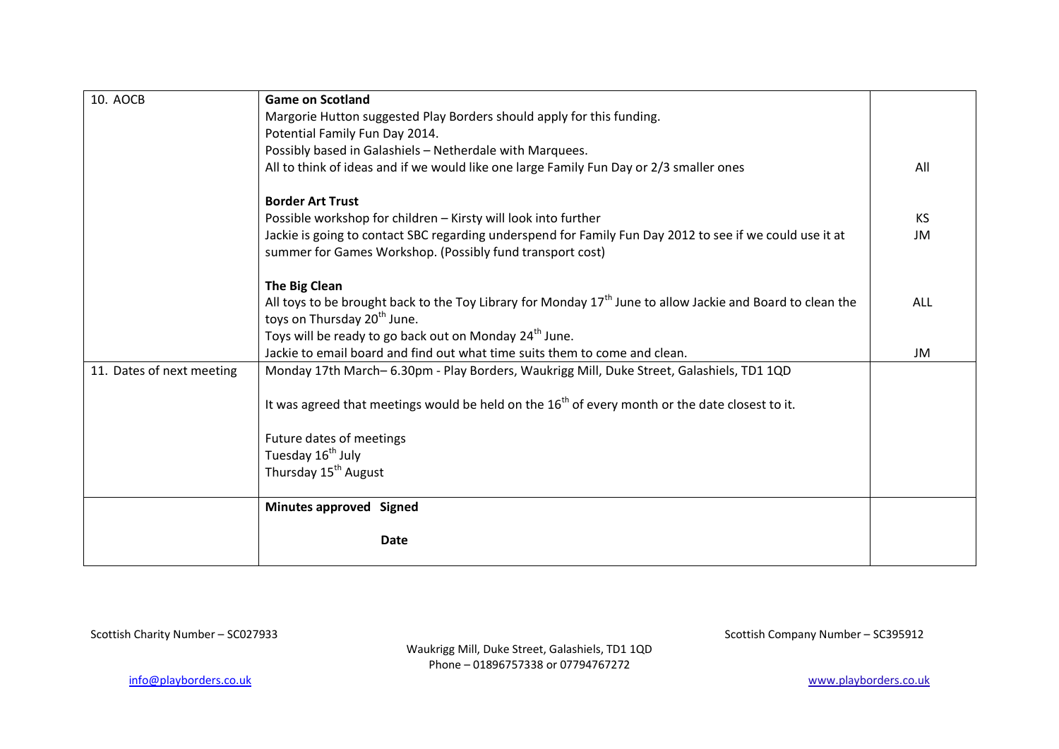| | | |
|---|---|---|
| 10. AOCB | **Game on Scotland**<br>Margorie Hutton suggested Play Borders should apply for this funding.<br>Potential Family Fun Day 2014.<br>Possibly based in Galashiels – Netherdale with Marquees.<br>All to think of ideas and if we would like one large Family Fun Day or 2/3 smaller ones<br><br>**Border Art Trust**<br>Possible workshop for children – Kirsty will look into further<br>Jackie is going to contact SBC regarding underspend for Family Fun Day 2012 to see if we could use it at summer for Games Workshop. (Possibly fund transport cost)<br><br>**The Big Clean**<br>All toys to be brought back to the Toy Library for Monday 17th June to allow Jackie and Board to clean the toys on Thursday 20th June.<br>Toys will be ready to go back out on Monday 24th June.<br>Jackie to email board and find out what time suits them to come and clean. | All<br><br><br>KS<br>JM<br><br><br>ALL<br><br><br>JM |
| 11. Dates of next meeting | Monday 17th March– 6.30pm - Play Borders, Waukrigg Mill, Duke Street, Galashiels, TD1 1QD<br><br>It was agreed that meetings would be held on the 16th of every month or the date closest to it.<br><br>Future dates of meetings<br>Tuesday 16th July<br>Thursday 15th August | |
| | **Minutes approved Signed**<br><br>**Date** | |

Scottish Charity Number – SC027933

Scottish Company Number – SC395912

Waukrigg Mill, Duke Street, Galashiels, TD1 1QD
Phone – 01896757338 or 07794767272

info@playborders.co.uk

www.playborders.co.uk